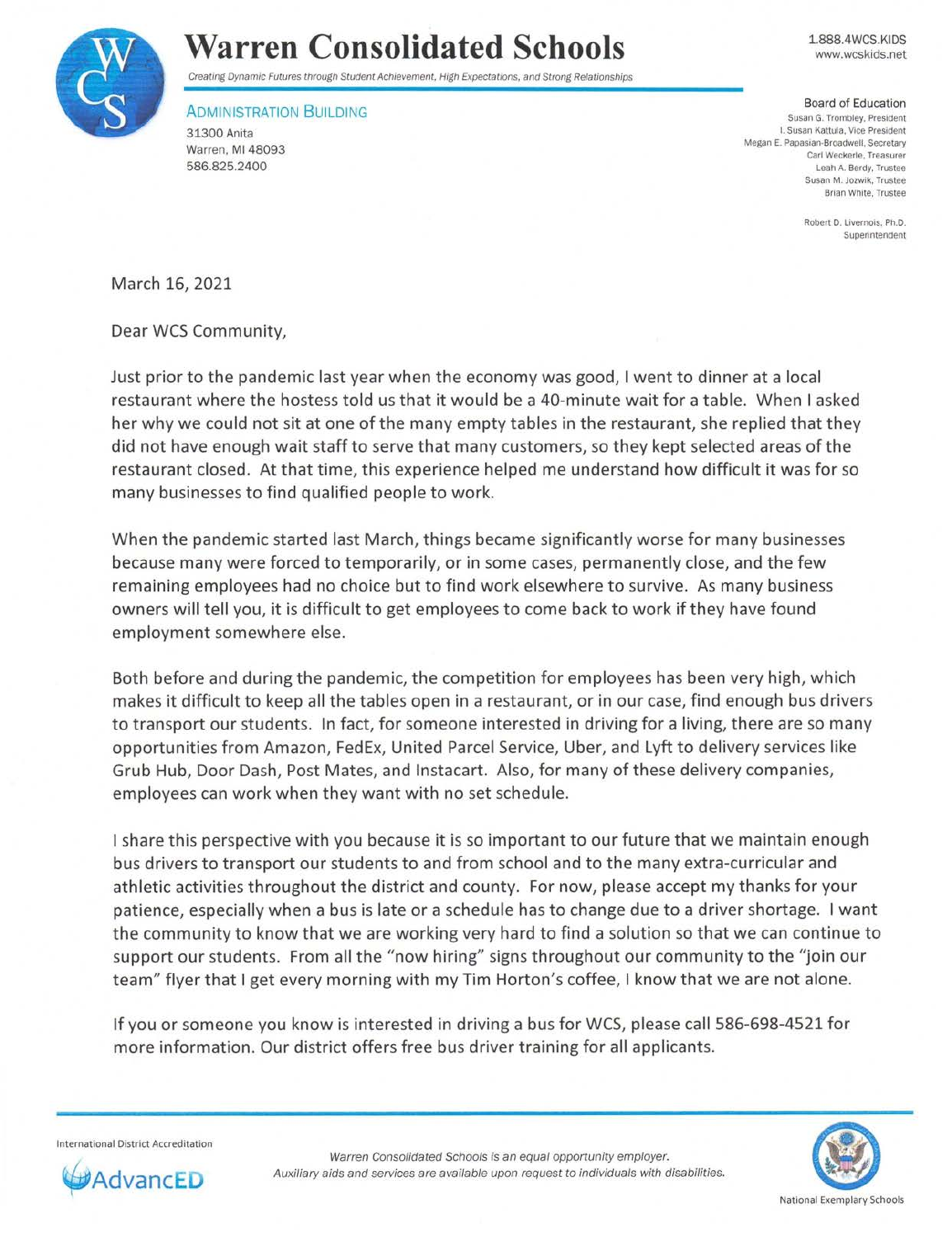# Warren Consolidated Schools

*Creating Dynamic Futures through Student Achievement, High Expectations, and Strong Relationships*

1.888.4WCS.KIDS
www.wcskids.net

ADMINISTRATION BUILDING
31300 Anita
Warren, MI 48093
586.825.2400

Board of Education
Susan G. Trombley, President
I. Susan Kattula, Vice President
Megan E. Papasian-Broadwell, Secretary
Carl Weckerle, Treasurer
Leah A. Berdy, Trustee
Susan M. Jozwik, Trustee
Brian White, Trustee

Robert D. Livernois, Ph.D.
Superintendent

March 16, 2021

Dear WCS Community,

Just prior to the pandemic last year when the economy was good, I went to dinner at a local restaurant where the hostess told us that it would be a 40-minute wait for a table. When I asked her why we could not sit at one of the many empty tables in the restaurant, she replied that they did not have enough wait staff to serve that many customers, so they kept selected areas of the restaurant closed. At that time, this experience helped me understand how difficult it was for so many businesses to find qualified people to work.

When the pandemic started last March, things became significantly worse for many businesses because many were forced to temporarily, or in some cases, permanently close, and the few remaining employees had no choice but to find work elsewhere to survive. As many business owners will tell you, it is difficult to get employees to come back to work if they have found employment somewhere else.

Both before and during the pandemic, the competition for employees has been very high, which makes it difficult to keep all the tables open in a restaurant, or in our case, find enough bus drivers to transport our students. In fact, for someone interested in driving for a living, there are so many opportunities from Amazon, FedEx, United Parcel Service, Uber, and Lyft to delivery services like Grub Hub, Door Dash, Post Mates, and Instacart. Also, for many of these delivery companies, employees can work when they want with no set schedule.

I share this perspective with you because it is so important to our future that we maintain enough bus drivers to transport our students to and from school and to the many extra-curricular and athletic activities throughout the district and county. For now, please accept my thanks for your patience, especially when a bus is late or a schedule has to change due to a driver shortage. I want the community to know that we are working very hard to find a solution so that we can continue to support our students. From all the "now hiring" signs throughout our community to the "join our team" flyer that I get every morning with my Tim Horton's coffee, I know that we are not alone.

If you or someone you know is interested in driving a bus for WCS, please call 586-698-4521 for more information. Our district offers free bus driver training for all applicants.

International District Accreditation
AdvancED

*Warren Consolidated Schools is an equal opportunity employer.*
*Auxiliary aids and services are available upon request to individuals with disabilities.*

National Exemplary Schools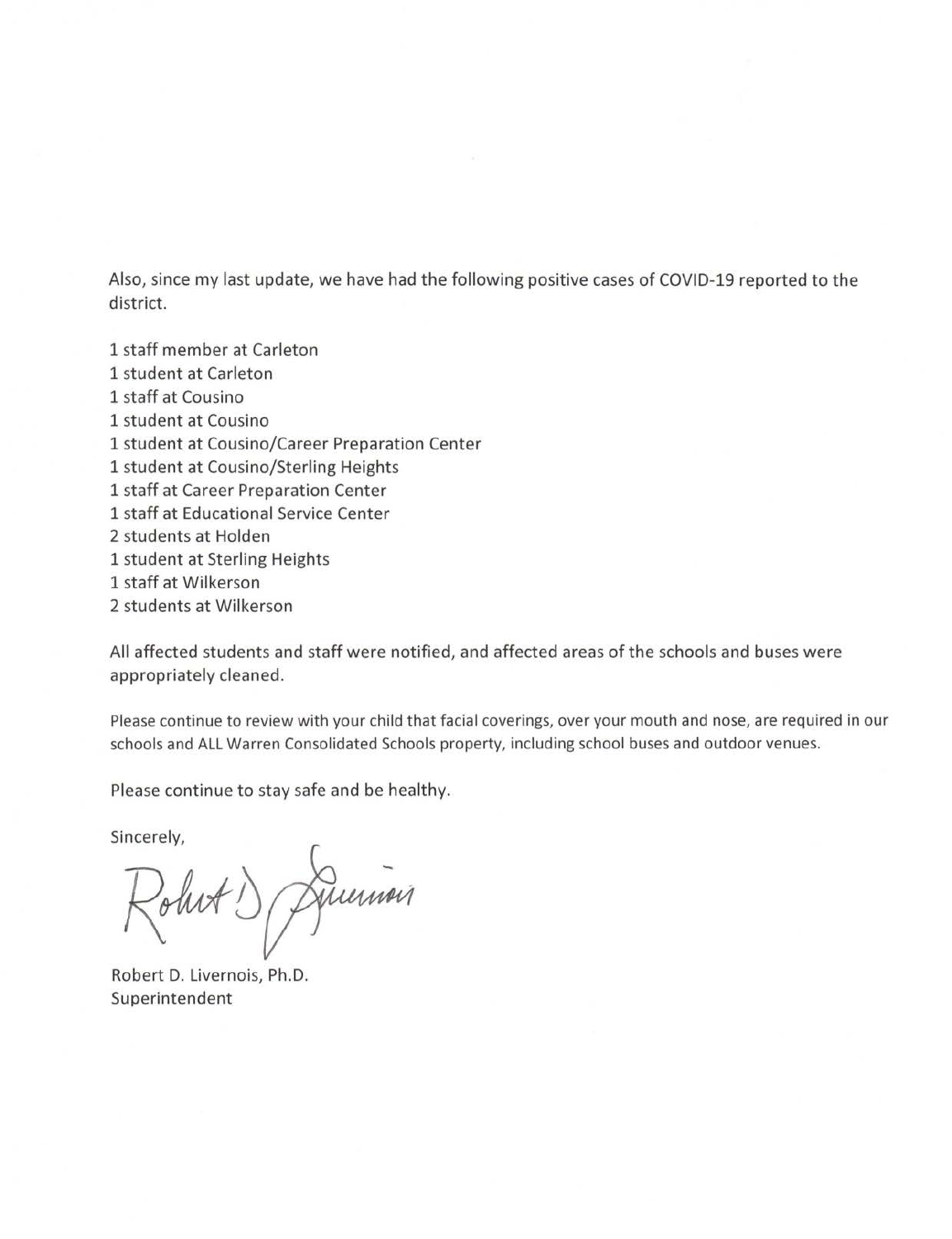Also, since my last update, we have had the following positive cases of COVID-19 reported to the district.

1 staff member at Carleton
1 student at Carleton
1 staff at Cousino
1 student at Cousino
1 student at Cousino/Career Preparation Center
1 student at Cousino/Sterling Heights
1 staff at Career Preparation Center
1 staff at Educational Service Center
2 students at Holden
1 student at Sterling Heights
1 staff at Wilkerson
2 students at Wilkerson

All affected students and staff were notified, and affected areas of the schools and buses were appropriately cleaned.

Please continue to review with your child that facial coverings, over your mouth and nose, are required in our schools and ALL Warren Consolidated Schools property, including school buses and outdoor venues.

Please continue to stay safe and be healthy.

Sincerely,

Robert D. Livernois, Ph.D.
Superintendent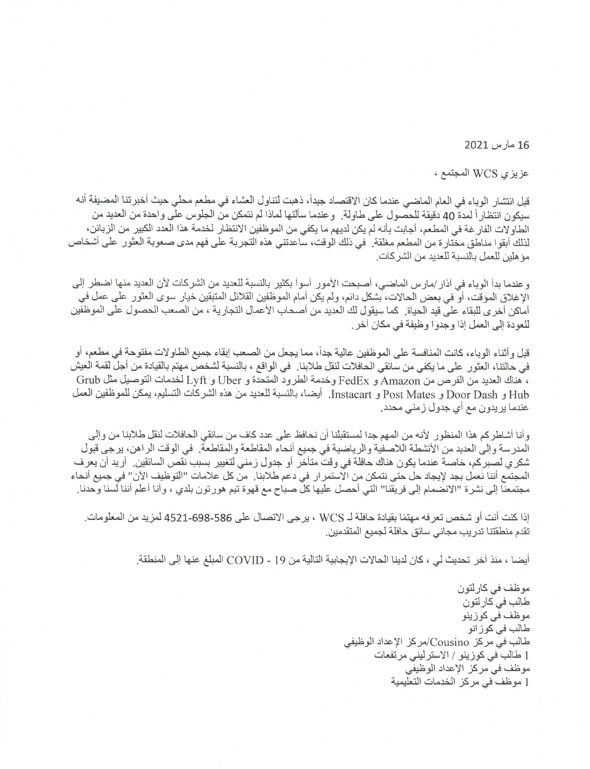16 مارس 2021

عزيزي WCS المجتمع ،

قبل انتشار الوباء في العام الماضي عندما كان الاقتصاد جيداً، ذهبت لتناول العشاء في مطعم محلي حيث أخبرتنا المضيفة أنه سيكون انتظاراً لمدة 40 دقيقة للحصول على طاولة. وعندما سألتها لماذا لم نتمكن من الجلوس على واحدة من العديد من الطاولات الفارغة في المطعم، أجابت بأنه لم يكن لديهم ما يكفي من الموظفين الانتظار لخدمة هذا العدد الكبير من الزبائن، لذلك أبقوا مناطق مختارة من المطعم مغلقة. في ذلك الوقت، ساعدتني هذه التجربة على فهم مدى صعوبة العثور على أشخاص مؤهلين للعمل بالنسبة للعديد من الشركات.

وعندما بدأ الوباء في آذار/مارس الماضي، أصبحت الأمور أسوأ بكثير بالنسبة للعديد من الشركات لأن العديد منها اضطر إلى الإغلاق المؤقت، أو في بعض الحالات، بشكل دائم، ولم يكن أمام الموظفين القلائل المتبقين خيار سوى العثور على عمل في أماكن أخرى للبقاء على قيد الحياة. كما سيقول لك العديد من أصحاب الأعمال التجارية ، من الصعب الحصول على الموظفين للعودة إلى العمل إذا وجدوا وظيفة في مكان آخر.

قبل وأثناء الوباء، كانت المنافسة على الموظفين عالية جداً، مما يجعل من الصعب إبقاء جميع الطاولات مفتوحة في مطعم، أو في حالتنا، العثور على ما يكفي من سائقي الحافلات لنقل طلابنا. في الواقع ، بالنسبة لشخص مهتم بالقيادة من أجل لقمة العيش ، هناك العديد من الفرص من Amazon و FedEx وخدمة الطرود المتحدة و Uber و Lyft لخدمات التوصيل مثل Grub Hub و Door Dash و Post Mates و Instacart. أيضاً، بالنسبة للعديد من هذه الشركات التسليم، يمكن للموظفين العمل عندما يريدون مع أي جدول زمني محدد.

وأنا أشاطركم هذا المنظور لأنه من المهم جدا لمستقبلنا أن نحافظ على عدد كاف من سائقي الحافلات لنقل طلابنا من وإلى المدرسة وإلى العديد من الأنشطة اللاصفية والرياضية في جميع أنحاء المقاطعة والمقاطعة. في الوقت الراهن، يرجى قبول شكري لصبركم، خاصة عندما يكون هناك حافلة في وقت متأخر أو جدول زمني لتغيير بسبب نقص السائقين. أريد أن يعرف المجتمع أننا نعمل بجد لإيجاد حل حتى نتمكن من الاستمرار في دعم طلابنا. من كل علامات "التوظيف الآن" في جميع أنحاء مجتمعنا إلى نشرة "الانضمام إلى فريقنا" التي أحصل عليها كل صباح مع قهوة تيم هورتون بلدي ، وأنا أعلم أننا لسنا وحدنا.

إذا كنت أنت أو شخص تعرفه مهتمًا بقيادة حافلة لـ WCS ، يرجى الاتصال على 586-698-4521 لمزيد من المعلومات. تقدم منطقتنا تدريب مجاني سائق حافلة لجميع المتقدمين.

أيضا ، منذ آخر تحديث لي ، كان لدينا الحالات الإيجابية التالية من 19 - COVID المبلغ عنها إلى المنطقة.

موظف في كارلتون
طالب في كارلتون
موظف في كوزينو
طالب في كوزانو
طالب في مركز Cousino/مركز الإعداد الوظيفي
1 طالب في كوزينو / الاسترليني مرتفعات
موظف في مركز الإعداد الوظيفي
1 موظف في مركز الخدمات التعليمية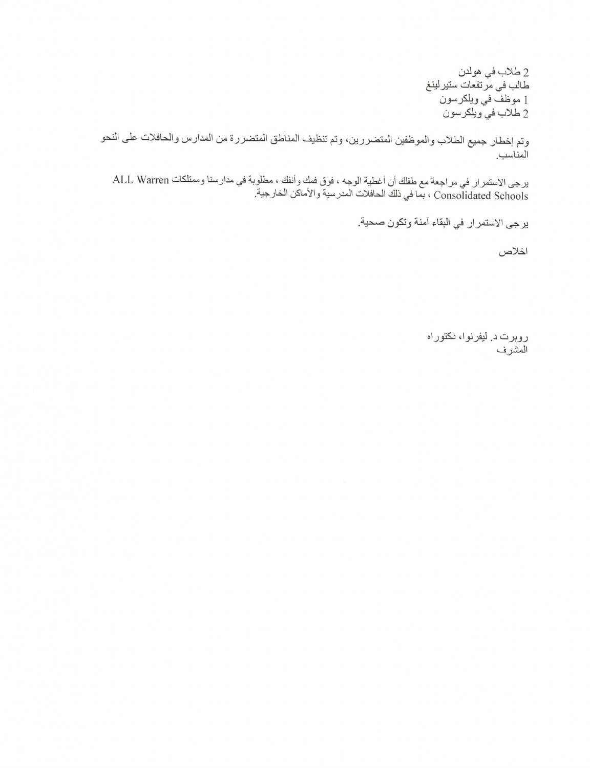2 طلاب في هولدن
طالب في مرتفعات ستيرلينغ
1 موظف في ويلكرسون
2 طلاب في ويلكرسون

وتم إخطار جميع الطلاب والموظفين المتضررين، وتم تنظيف المناطق المتضررة من المدارس والحافلات على النحو المناسب.

يرجى الاستمرار في مراجعة مع طفلك أن أغطية الوجه ، فوق فمك وأنفك ، مطلوبة في مدارسنا وممتلكات ALL Warren Consolidated Schools ، بما في ذلك الحافلات المدرسية والأماكن الخارجية.

يرجى الاستمرار في البقاء آمنة وتكون صحية.

اخلاص

روبرت د. ليفرنوا، دكتوراه
المشرف